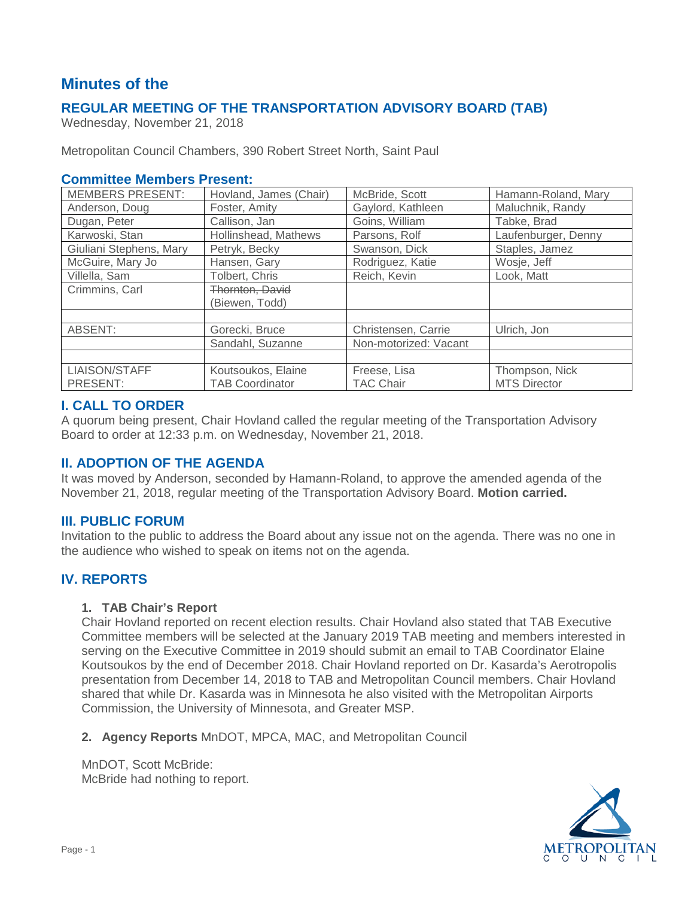# Minutes of the

## REGULAR MEETING OF THE TRANSPORTATION ADVISORY BOARD (TAB)

Wednesday, November 21, 2018

Metropolitan Council Chambers, 390 Robert Street North, Saint Paul

### Committee Members Present:

| MEMBERS PRESENT: | Hovland, James (Chair) | McBride, Scott | Hamann-Roland, Mary |
|---|---|---|---|
| Anderson, Doug | Foster, Amity | Gaylord, Kathleen | Maluchnik, Randy |
| Dugan, Peter | Callison, Jan | Goins, William | Tabke, Brad |
| Karwoski, Stan | Hollinshead, Mathews | Parsons, Rolf | Laufenburger, Denny |
| Giuliani Stephens, Mary | Petryk, Becky | Swanson, Dick | Staples, Jamez |
| McGuire, Mary Jo | Hansen, Gary | Rodriguez, Katie | Wosje, Jeff |
| Villella, Sam | Tolbert, Chris | Reich, Kevin | Look, Matt |
| Crimmins, Carl | ~~Thornton, David~~ (Biewen, Todd) | | |
| | | | |
| ABSENT: | Gorecki, Bruce | Christensen, Carrie | Ulrich, Jon |
| | Sandahl, Suzanne | Non-motorized: Vacant | |
| | | | |
| LIAISON/STAFF PRESENT: | Koutsoukos, Elaine TAB Coordinator | Freese, Lisa TAC Chair | Thompson, Nick MTS Director |

## I. CALL TO ORDER

A quorum being present, Chair Hovland called the regular meeting of the Transportation Advisory Board to order at 12:33 p.m. on Wednesday, November 21, 2018.

## II. ADOPTION OF THE AGENDA

It was moved by Anderson, seconded by Hamann-Roland, to approve the amended agenda of the November 21, 2018, regular meeting of the Transportation Advisory Board. **Motion carried.**

## III. PUBLIC FORUM

Invitation to the public to address the Board about any issue not on the agenda. There was no one in the audience who wished to speak on items not on the agenda.

## IV. REPORTS

### 1. TAB Chair's Report

Chair Hovland reported on recent election results. Chair Hovland also stated that TAB Executive Committee members will be selected at the January 2019 TAB meeting and members interested in serving on the Executive Committee in 2019 should submit an email to TAB Coordinator Elaine Koutsoukos by the end of December 2018. Chair Hovland reported on Dr. Kasarda's Aerotropolis presentation from December 14, 2018 to TAB and Metropolitan Council members. Chair Hovland shared that while Dr. Kasarda was in Minnesota he also visited with the Metropolitan Airports Commission, the University of Minnesota, and Greater MSP.

### 2. **Agency Reports** MnDOT, MPCA, MAC, and Metropolitan Council

MnDOT, Scott McBride:
McBride had nothing to report.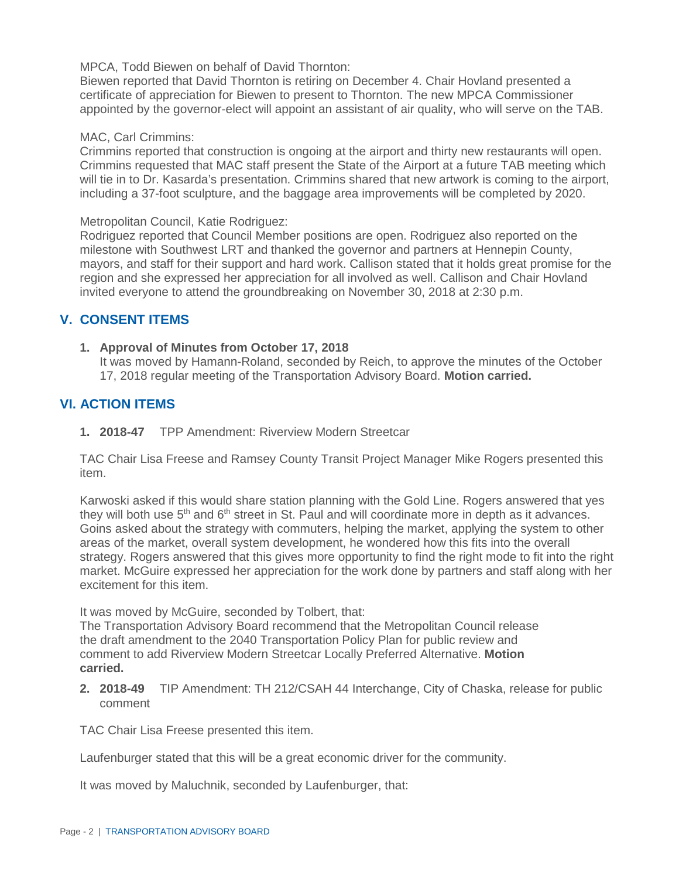MPCA, Todd Biewen on behalf of David Thornton:
Biewen reported that David Thornton is retiring on December 4. Chair Hovland presented a certificate of appreciation for Biewen to present to Thornton. The new MPCA Commissioner appointed by the governor-elect will appoint an assistant of air quality, who will serve on the TAB.

MAC, Carl Crimmins:
Crimmins reported that construction is ongoing at the airport and thirty new restaurants will open. Crimmins requested that MAC staff present the State of the Airport at a future TAB meeting which will tie in to Dr. Kasarda's presentation. Crimmins shared that new artwork is coming to the airport, including a 37-foot sculpture, and the baggage area improvements will be completed by 2020.

Metropolitan Council, Katie Rodriguez:
Rodriguez reported that Council Member positions are open. Rodriguez also reported on the milestone with Southwest LRT and thanked the governor and partners at Hennepin County, mayors, and staff for their support and hard work. Callison stated that it holds great promise for the region and she expressed her appreciation for all involved as well. Callison and Chair Hovland invited everyone to attend the groundbreaking on November 30, 2018 at 2:30 p.m.

## V. CONSENT ITEMS

1. **Approval of Minutes from October 17, 2018**
   It was moved by Hamann-Roland, seconded by Reich, to approve the minutes of the October 17, 2018 regular meeting of the Transportation Advisory Board. **Motion carried.**

## VI. ACTION ITEMS

1. **2018-47** TPP Amendment: Riverview Modern Streetcar

TAC Chair Lisa Freese and Ramsey County Transit Project Manager Mike Rogers presented this item.

Karwoski asked if this would share station planning with the Gold Line. Rogers answered that yes they will both use 5th and 6th street in St. Paul and will coordinate more in depth as it advances. Goins asked about the strategy with commuters, helping the market, applying the system to other areas of the market, overall system development, he wondered how this fits into the overall strategy. Rogers answered that this gives more opportunity to find the right mode to fit into the right market. McGuire expressed her appreciation for the work done by partners and staff along with her excitement for this item.

It was moved by McGuire, seconded by Tolbert, that:
The Transportation Advisory Board recommend that the Metropolitan Council release the draft amendment to the 2040 Transportation Policy Plan for public review and comment to add Riverview Modern Streetcar Locally Preferred Alternative. **Motion carried.**

2. **2018-49** TIP Amendment: TH 212/CSAH 44 Interchange, City of Chaska, release for public comment

TAC Chair Lisa Freese presented this item.

Laufenburger stated that this will be a great economic driver for the community.

It was moved by Maluchnik, seconded by Laufenburger, that: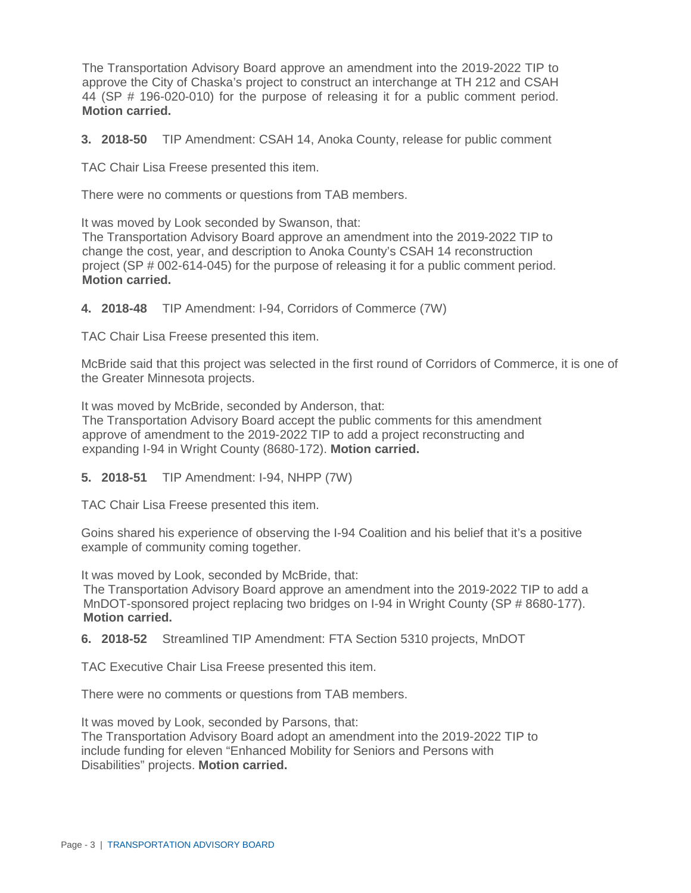The Transportation Advisory Board approve an amendment into the 2019-2022 TIP to approve the City of Chaska's project to construct an interchange at TH 212 and CSAH 44 (SP # 196-020-010) for the purpose of releasing it for a public comment period. **Motion carried.**

**3. 2018-50** TIP Amendment: CSAH 14, Anoka County, release for public comment

TAC Chair Lisa Freese presented this item.

There were no comments or questions from TAB members.

It was moved by Look seconded by Swanson, that:
The Transportation Advisory Board approve an amendment into the 2019-2022 TIP to change the cost, year, and description to Anoka County's CSAH 14 reconstruction project (SP # 002-614-045) for the purpose of releasing it for a public comment period. **Motion carried.**

**4. 2018-48** TIP Amendment: I-94, Corridors of Commerce (7W)

TAC Chair Lisa Freese presented this item.

McBride said that this project was selected in the first round of Corridors of Commerce, it is one of the Greater Minnesota projects.

It was moved by McBride, seconded by Anderson, that:
The Transportation Advisory Board accept the public comments for this amendment approve of amendment to the 2019-2022 TIP to add a project reconstructing and expanding I-94 in Wright County (8680-172). **Motion carried.**

**5. 2018-51** TIP Amendment: I-94, NHPP (7W)

TAC Chair Lisa Freese presented this item.

Goins shared his experience of observing the I-94 Coalition and his belief that it's a positive example of community coming together.

It was moved by Look, seconded by McBride, that:
The Transportation Advisory Board approve an amendment into the 2019-2022 TIP to add a MnDOT-sponsored project replacing two bridges on I-94 in Wright County (SP # 8680-177). **Motion carried.**

**6. 2018-52** Streamlined TIP Amendment: FTA Section 5310 projects, MnDOT

TAC Executive Chair Lisa Freese presented this item.

There were no comments or questions from TAB members.

It was moved by Look, seconded by Parsons, that:
The Transportation Advisory Board adopt an amendment into the 2019-2022 TIP to include funding for eleven "Enhanced Mobility for Seniors and Persons with Disabilities" projects. **Motion carried.**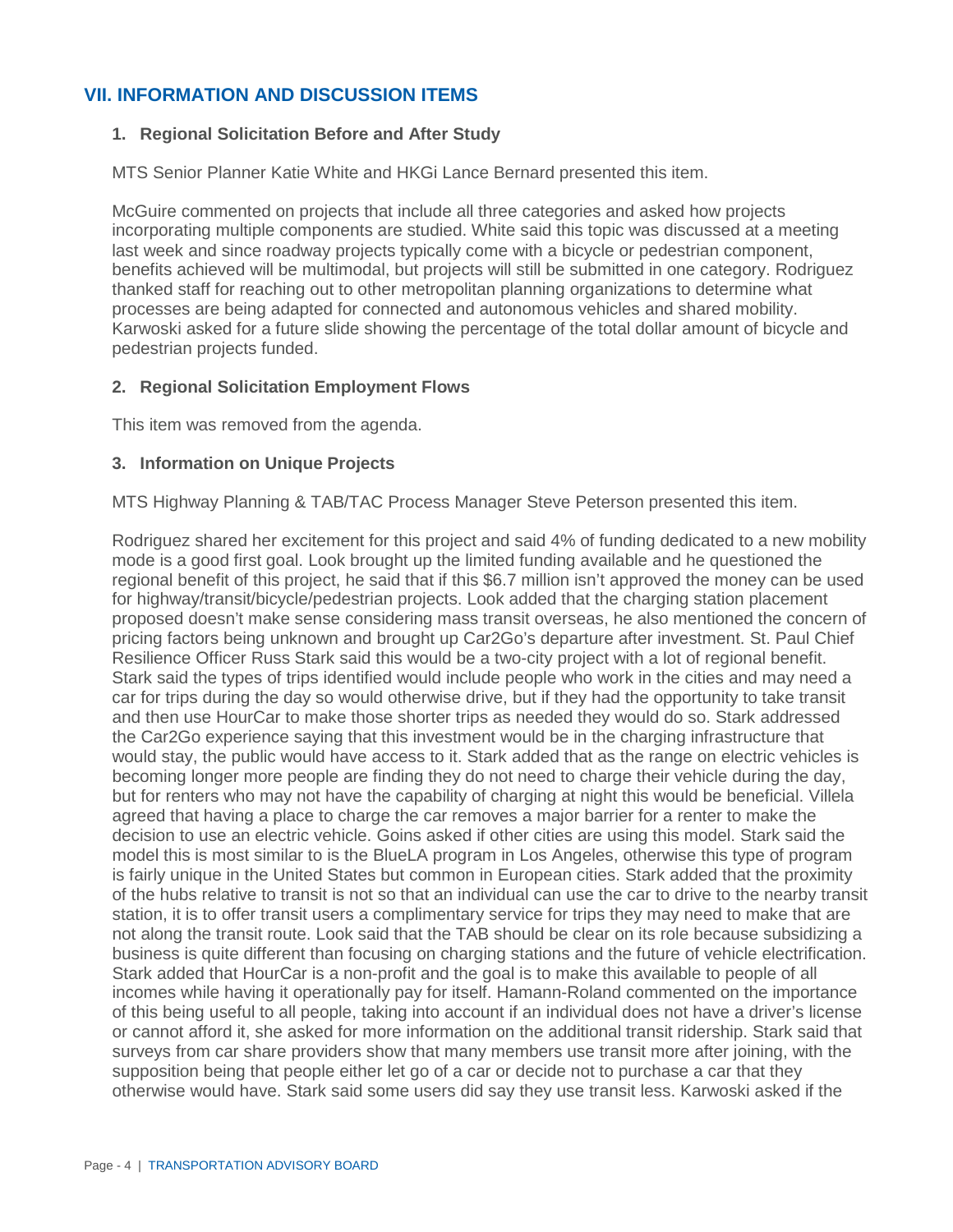## VII. INFORMATION AND DISCUSSION ITEMS

### 1. Regional Solicitation Before and After Study

MTS Senior Planner Katie White and HKGi Lance Bernard presented this item.

McGuire commented on projects that include all three categories and asked how projects incorporating multiple components are studied. White said this topic was discussed at a meeting last week and since roadway projects typically come with a bicycle or pedestrian component, benefits achieved will be multimodal, but projects will still be submitted in one category. Rodriguez thanked staff for reaching out to other metropolitan planning organizations to determine what processes are being adapted for connected and autonomous vehicles and shared mobility. Karwoski asked for a future slide showing the percentage of the total dollar amount of bicycle and pedestrian projects funded.

### 2. Regional Solicitation Employment Flows

This item was removed from the agenda.

### 3. Information on Unique Projects

MTS Highway Planning & TAB/TAC Process Manager Steve Peterson presented this item.

Rodriguez shared her excitement for this project and said 4% of funding dedicated to a new mobility mode is a good first goal. Look brought up the limited funding available and he questioned the regional benefit of this project, he said that if this $6.7 million isn't approved the money can be used for highway/transit/bicycle/pedestrian projects. Look added that the charging station placement proposed doesn't make sense considering mass transit overseas, he also mentioned the concern of pricing factors being unknown and brought up Car2Go's departure after investment. St. Paul Chief Resilience Officer Russ Stark said this would be a two-city project with a lot of regional benefit. Stark said the types of trips identified would include people who work in the cities and may need a car for trips during the day so would otherwise drive, but if they had the opportunity to take transit and then use HourCar to make those shorter trips as needed they would do so. Stark addressed the Car2Go experience saying that this investment would be in the charging infrastructure that would stay, the public would have access to it. Stark added that as the range on electric vehicles is becoming longer more people are finding they do not need to charge their vehicle during the day, but for renters who may not have the capability of charging at night this would be beneficial. Villela agreed that having a place to charge the car removes a major barrier for a renter to make the decision to use an electric vehicle. Goins asked if other cities are using this model. Stark said the model this is most similar to is the BlueLA program in Los Angeles, otherwise this type of program is fairly unique in the United States but common in European cities. Stark added that the proximity of the hubs relative to transit is not so that an individual can use the car to drive to the nearby transit station, it is to offer transit users a complimentary service for trips they may need to make that are not along the transit route. Look said that the TAB should be clear on its role because subsidizing a business is quite different than focusing on charging stations and the future of vehicle electrification. Stark added that HourCar is a non-profit and the goal is to make this available to people of all incomes while having it operationally pay for itself. Hamann-Roland commented on the importance of this being useful to all people, taking into account if an individual does not have a driver's license or cannot afford it, she asked for more information on the additional transit ridership. Stark said that surveys from car share providers show that many members use transit more after joining, with the supposition being that people either let go of a car or decide not to purchase a car that they otherwise would have. Stark said some users did say they use transit less. Karwoski asked if the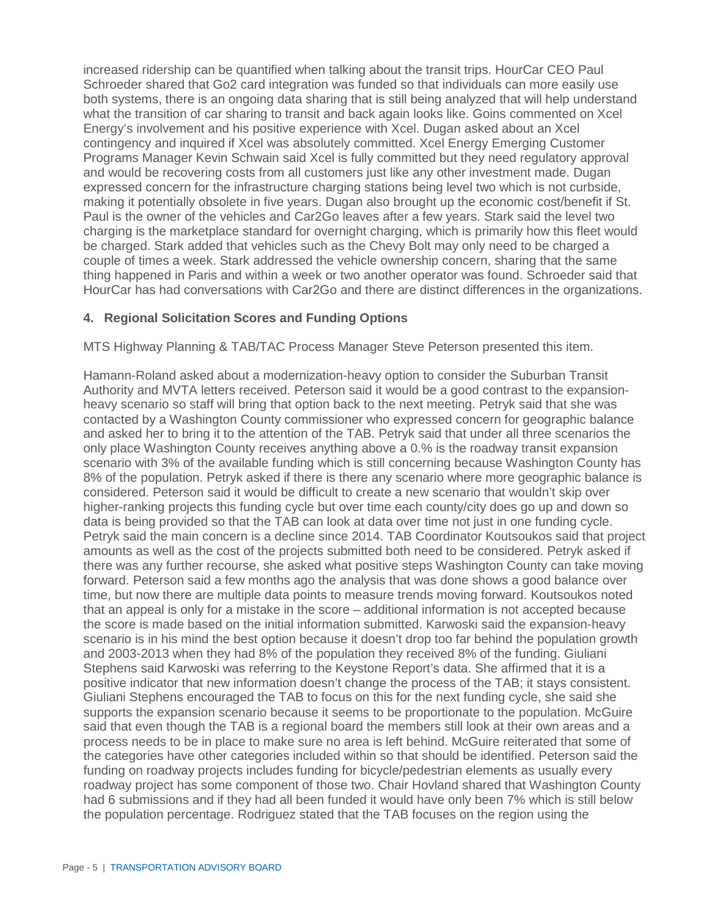increased ridership can be quantified when talking about the transit trips. HourCar CEO Paul Schroeder shared that Go2 card integration was funded so that individuals can more easily use both systems, there is an ongoing data sharing that is still being analyzed that will help understand what the transition of car sharing to transit and back again looks like. Goins commented on Xcel Energy's involvement and his positive experience with Xcel. Dugan asked about an Xcel contingency and inquired if Xcel was absolutely committed. Xcel Energy Emerging Customer Programs Manager Kevin Schwain said Xcel is fully committed but they need regulatory approval and would be recovering costs from all customers just like any other investment made. Dugan expressed concern for the infrastructure charging stations being level two which is not curbside, making it potentially obsolete in five years. Dugan also brought up the economic cost/benefit if St. Paul is the owner of the vehicles and Car2Go leaves after a few years. Stark said the level two charging is the marketplace standard for overnight charging, which is primarily how this fleet would be charged. Stark added that vehicles such as the Chevy Bolt may only need to be charged a couple of times a week. Stark addressed the vehicle ownership concern, sharing that the same thing happened in Paris and within a week or two another operator was found. Schroeder said that HourCar has had conversations with Car2Go and there are distinct differences in the organizations.

#### 4. Regional Solicitation Scores and Funding Options

MTS Highway Planning & TAB/TAC Process Manager Steve Peterson presented this item.

Hamann-Roland asked about a modernization-heavy option to consider the Suburban Transit Authority and MVTA letters received. Peterson said it would be a good contrast to the expansion-heavy scenario so staff will bring that option back to the next meeting. Petryk said that she was contacted by a Washington County commissioner who expressed concern for geographic balance and asked her to bring it to the attention of the TAB. Petryk said that under all three scenarios the only place Washington County receives anything above a 0.% is the roadway transit expansion scenario with 3% of the available funding which is still concerning because Washington County has 8% of the population. Petryk asked if there is there any scenario where more geographic balance is considered. Peterson said it would be difficult to create a new scenario that wouldn't skip over higher-ranking projects this funding cycle but over time each county/city does go up and down so data is being provided so that the TAB can look at data over time not just in one funding cycle. Petryk said the main concern is a decline since 2014. TAB Coordinator Koutsoukos said that project amounts as well as the cost of the projects submitted both need to be considered. Petryk asked if there was any further recourse, she asked what positive steps Washington County can take moving forward. Peterson said a few months ago the analysis that was done shows a good balance over time, but now there are multiple data points to measure trends moving forward. Koutsoukos noted that an appeal is only for a mistake in the score – additional information is not accepted because the score is made based on the initial information submitted. Karwoski said the expansion-heavy scenario is in his mind the best option because it doesn't drop too far behind the population growth and 2003-2013 when they had 8% of the population they received 8% of the funding. Giuliani Stephens said Karwoski was referring to the Keystone Report's data. She affirmed that it is a positive indicator that new information doesn't change the process of the TAB; it stays consistent. Giuliani Stephens encouraged the TAB to focus on this for the next funding cycle, she said she supports the expansion scenario because it seems to be proportionate to the population. McGuire said that even though the TAB is a regional board the members still look at their own areas and a process needs to be in place to make sure no area is left behind. McGuire reiterated that some of the categories have other categories included within so that should be identified. Peterson said the funding on roadway projects includes funding for bicycle/pedestrian elements as usually every roadway project has some component of those two. Chair Hovland shared that Washington County had 6 submissions and if they had all been funded it would have only been 7% which is still below the population percentage. Rodriguez stated that the TAB focuses on the region using the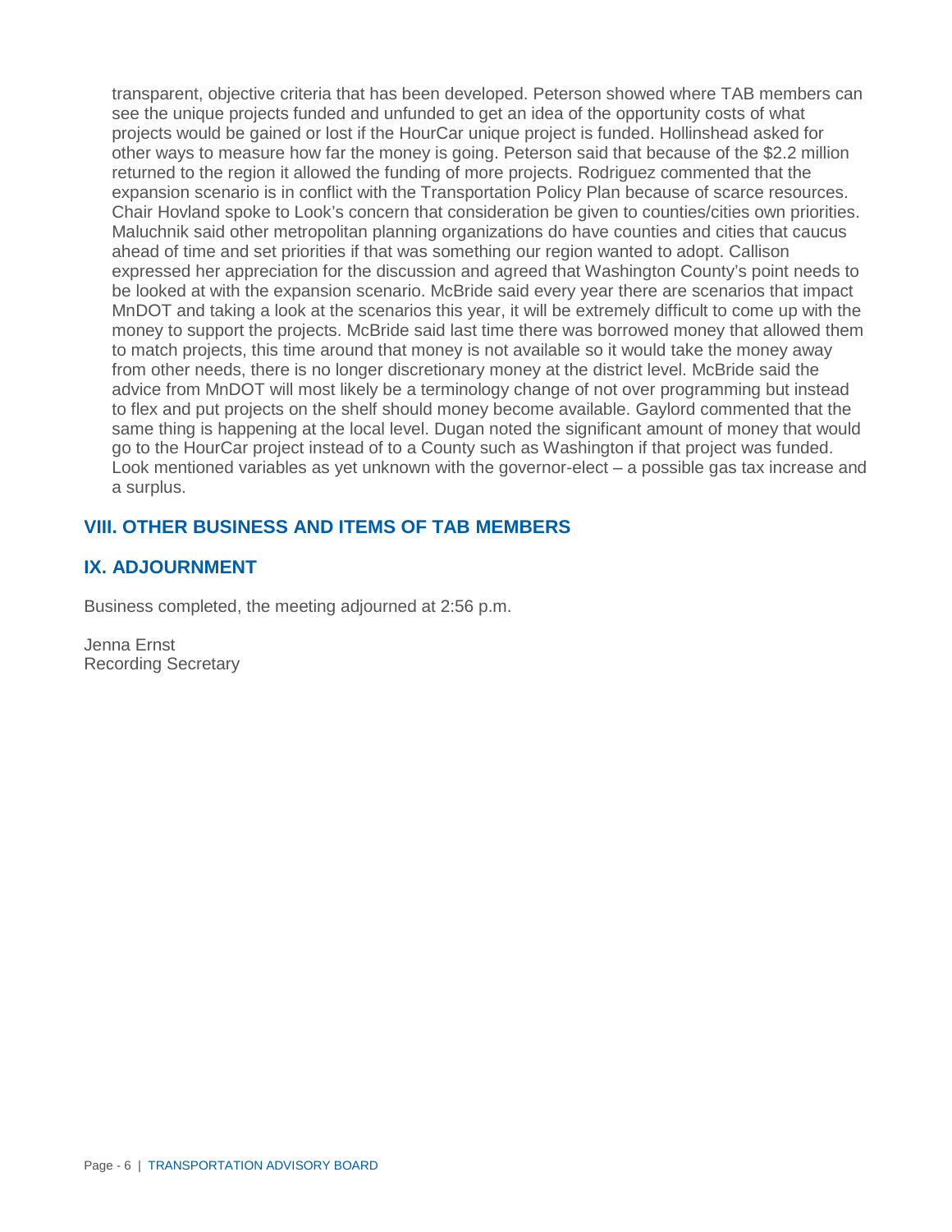transparent, objective criteria that has been developed. Peterson showed where TAB members can see the unique projects funded and unfunded to get an idea of the opportunity costs of what projects would be gained or lost if the HourCar unique project is funded. Hollinshead asked for other ways to measure how far the money is going. Peterson said that because of the $2.2 million returned to the region it allowed the funding of more projects. Rodriguez commented that the expansion scenario is in conflict with the Transportation Policy Plan because of scarce resources. Chair Hovland spoke to Look's concern that consideration be given to counties/cities own priorities. Maluchnik said other metropolitan planning organizations do have counties and cities that caucus ahead of time and set priorities if that was something our region wanted to adopt. Callison expressed her appreciation for the discussion and agreed that Washington County's point needs to be looked at with the expansion scenario. McBride said every year there are scenarios that impact MnDOT and taking a look at the scenarios this year, it will be extremely difficult to come up with the money to support the projects. McBride said last time there was borrowed money that allowed them to match projects, this time around that money is not available so it would take the money away from other needs, there is no longer discretionary money at the district level. McBride said the advice from MnDOT will most likely be a terminology change of not over programming but instead to flex and put projects on the shelf should money become available. Gaylord commented that the same thing is happening at the local level. Dugan noted the significant amount of money that would go to the HourCar project instead of to a County such as Washington if that project was funded. Look mentioned variables as yet unknown with the governor-elect – a possible gas tax increase and a surplus.

## VIII. OTHER BUSINESS AND ITEMS OF TAB MEMBERS

## IX. ADJOURNMENT

Business completed, the meeting adjourned at 2:56 p.m.

Jenna Ernst
Recording Secretary